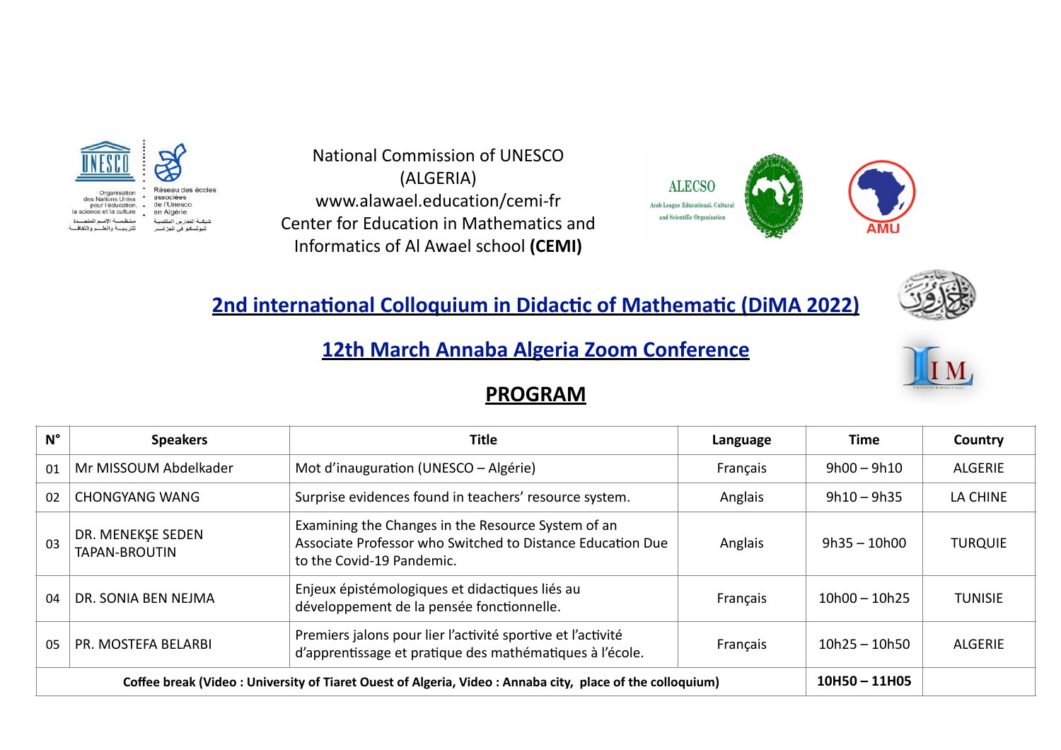National Commission of UNESCO
(ALGERIA)
www.alawael.education/cemi-fr
Center for Education in Mathematics and Informatics of Al Awael school **(CEMI)**

## 2nd international Colloquium in Didactic of Mathematic (DiMA 2022)

## 12th March Annaba Algeria Zoom Conference

## PROGRAM

| N° | Speakers | Title | Language | Time | Country |
|---|---|---|---|---|---|
| 01 | Mr MISSOUM Abdelkader | Mot d'inauguration (UNESCO – Algérie) | Français | 9h00 – 9h10 | ALGERIE |
| 02 | CHONGYANG WANG | Surprise evidences found in teachers' resource system. | Anglais | 9h10 – 9h35 | LA CHINE |
| 03 | DR. MENEKŞE SEDEN TAPAN-BROUTIN | Examining the Changes in the Resource System of an Associate Professor who Switched to Distance Education Due to the Covid-19 Pandemic. | Anglais | 9h35 – 10h00 | TURQUIE |
| 04 | DR. SONIA BEN NEJMA | Enjeux épistémologiques et didactiques liés au développement de la pensée fonctionnelle. | Français | 10h00 – 10h25 | TUNISIE |
| 05 | PR. MOSTEFA BELARBI | Premiers jalons pour lier l'activité sportive et l'activité d'apprentissage et pratique des mathématiques à l'école. | Français | 10h25 – 10h50 | ALGERIE |
| **Coffee break (Video : University of Tiaret Ouest of Algeria, Video : Annaba city, place of the colloquium)** | | | | **10H50 – 11H05** | |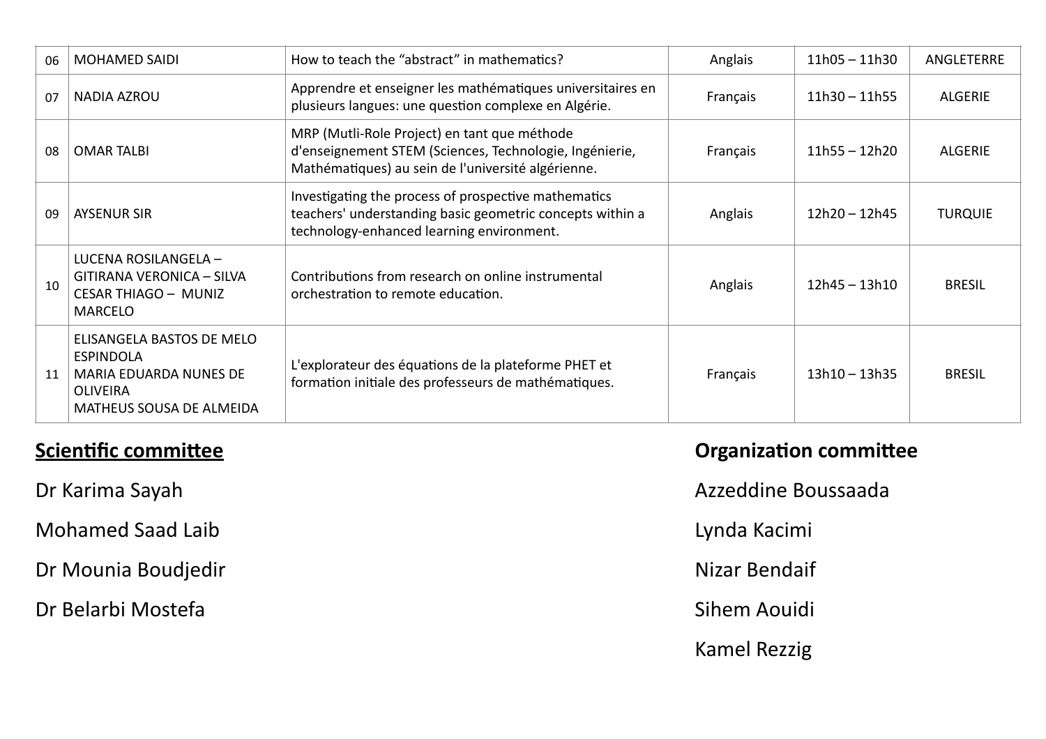| | | | | | |
|---|---|---|---|---|---|
| 06 | MOHAMED SAIDI | How to teach the “abstract” in mathematics? | Anglais | 11h05 – 11h30 | ANGLETERRE |
| 07 | NADIA AZROU | Apprendre et enseigner les mathématiques universitaires en plusieurs langues: une question complexe en Algérie. | Français | 11h30 – 11h55 | ALGERIE |
| 08 | OMAR TALBI | MRP (Mutli-Role Project) en tant que méthode d'enseignement STEM (Sciences, Technologie, Ingénierie, Mathématiques) au sein de l'université algérienne. | Français | 11h55 – 12h20 | ALGERIE |
| 09 | AYSENUR SIR | Investigating the process of prospective mathematics teachers' understanding basic geometric concepts within a technology-enhanced learning environment. | Anglais | 12h20 – 12h45 | TURQUIE |
| 10 | LUCENA ROSILANGELA – GITIRANA VERONICA – SILVA CESAR THIAGO – MUNIZ MARCELO | Contributions from research on online instrumental orchestration to remote education. | Anglais | 12h45 – 13h10 | BRESIL |
| 11 | ELISANGELA BASTOS DE MELO ESPINDOLA<br>MARIA EDUARDA NUNES DE OLIVEIRA<br>MATHEUS SOUSA DE ALMEIDA | L'explorateur des équations de la plateforme PHET et formation initiale des professeurs de mathématiques. | Français | 13h10 – 13h35 | BRESIL |

**Scientific committee**

Dr Karima Sayah

Mohamed Saad Laib

Dr Mounia Boudjedir

Dr Belarbi Mostefa

**Organization committee**

Azzeddine Boussaada

Lynda Kacimi

Nizar Bendaif

Sihem Aouidi

Kamel Rezzig